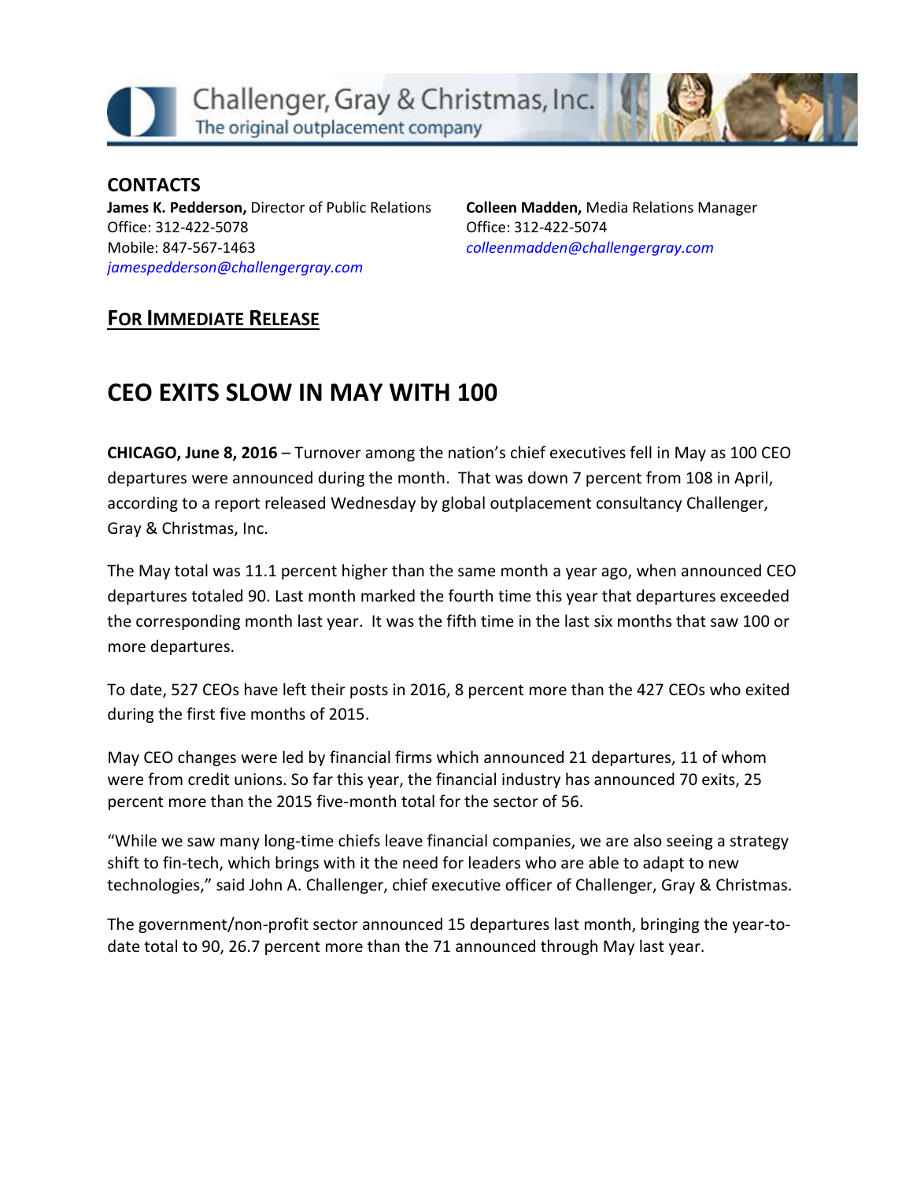Challenger, Gray & Christmas, Inc.
The original outplacement company

## CONTACTS

**James K. Pedderson,** Director of Public Relations
Office: 312-422-5078
Mobile: 847-567-1463
*jamespedderson@challengergray.com*

**Colleen Madden,** Media Relations Manager
Office: 312-422-5074
*colleenmadden@challengergray.com*

**FOR IMMEDIATE RELEASE**

# CEO EXITS SLOW IN MAY WITH 100

**CHICAGO, June 8, 2016** – Turnover among the nation's chief executives fell in May as 100 CEO departures were announced during the month. That was down 7 percent from 108 in April, according to a report released Wednesday by global outplacement consultancy Challenger, Gray & Christmas, Inc.

The May total was 11.1 percent higher than the same month a year ago, when announced CEO departures totaled 90. Last month marked the fourth time this year that departures exceeded the corresponding month last year. It was the fifth time in the last six months that saw 100 or more departures.

To date, 527 CEOs have left their posts in 2016, 8 percent more than the 427 CEOs who exited during the first five months of 2015.

May CEO changes were led by financial firms which announced 21 departures, 11 of whom were from credit unions. So far this year, the financial industry has announced 70 exits, 25 percent more than the 2015 five-month total for the sector of 56.

"While we saw many long-time chiefs leave financial companies, we are also seeing a strategy shift to fin-tech, which brings with it the need for leaders who are able to adapt to new technologies," said John A. Challenger, chief executive officer of Challenger, Gray & Christmas.

The government/non-profit sector announced 15 departures last month, bringing the year-to-date total to 90, 26.7 percent more than the 71 announced through May last year.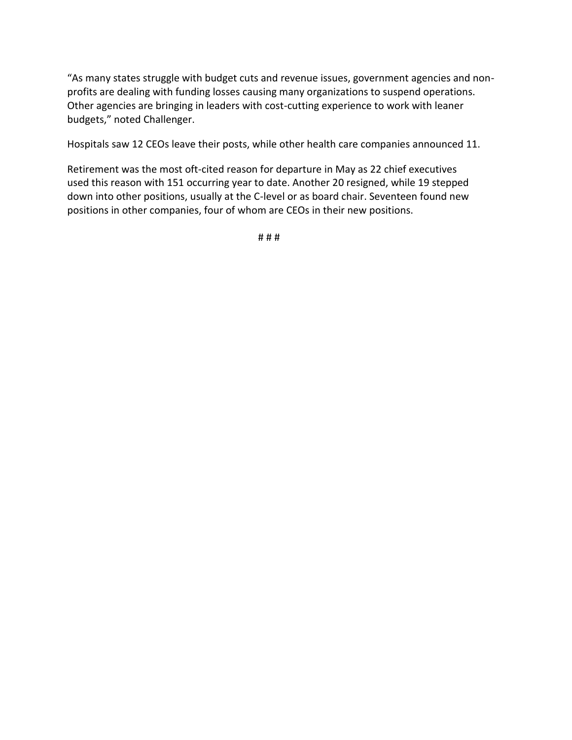“As many states struggle with budget cuts and revenue issues, government agencies and non-profits are dealing with funding losses causing many organizations to suspend operations. Other agencies are bringing in leaders with cost-cutting experience to work with leaner budgets,” noted Challenger.

Hospitals saw 12 CEOs leave their posts, while other health care companies announced 11.

Retirement was the most oft-cited reason for departure in May as 22 chief executives used this reason with 151 occurring year to date. Another 20 resigned, while 19 stepped down into other positions, usually at the C-level or as board chair. Seventeen found new positions in other companies, four of whom are CEOs in their new positions.

# # #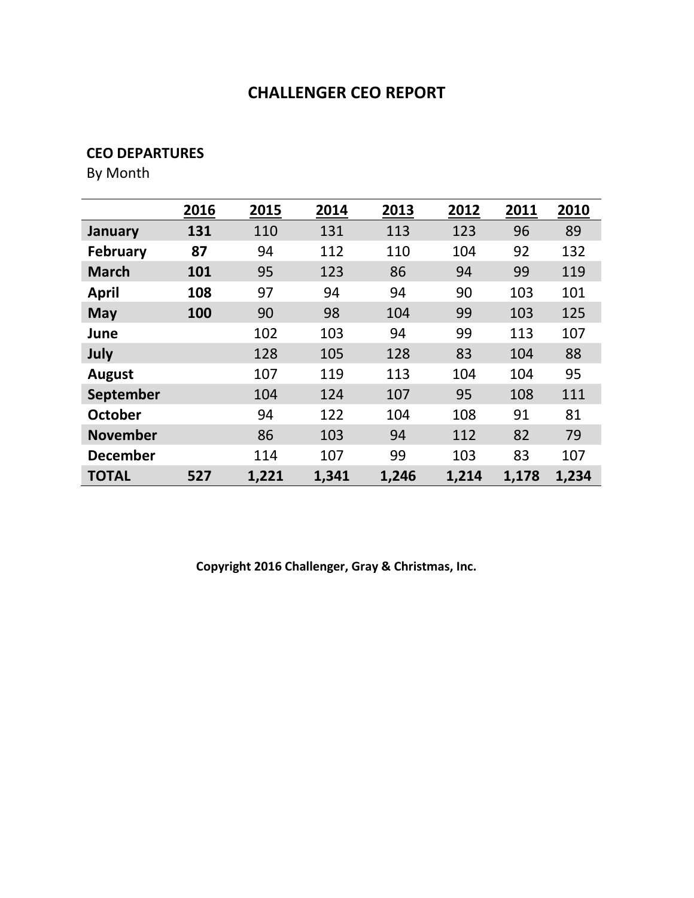# CHALLENGER CEO REPORT

**CEO DEPARTURES**

By Month

| | 2016 | 2015 | 2014 | 2013 | 2012 | 2011 | 2010 |
|---|---|---|---|---|---|---|---|
| **January** | **131** | 110 | 131 | 113 | 123 | 96 | 89 |
| **February** | **87** | 94 | 112 | 110 | 104 | 92 | 132 |
| **March** | **101** | 95 | 123 | 86 | 94 | 99 | 119 |
| **April** | **108** | 97 | 94 | 94 | 90 | 103 | 101 |
| **May** | **100** | 90 | 98 | 104 | 99 | 103 | 125 |
| **June** | | 102 | 103 | 94 | 99 | 113 | 107 |
| **July** | | 128 | 105 | 128 | 83 | 104 | 88 |
| **August** | | 107 | 119 | 113 | 104 | 104 | 95 |
| **September** | | 104 | 124 | 107 | 95 | 108 | 111 |
| **October** | | 94 | 122 | 104 | 108 | 91 | 81 |
| **November** | | 86 | 103 | 94 | 112 | 82 | 79 |
| **December** | | 114 | 107 | 99 | 103 | 83 | 107 |
| **TOTAL** | **527** | **1,221** | **1,341** | **1,246** | **1,214** | **1,178** | **1,234** |

**Copyright 2016 Challenger, Gray & Christmas, Inc.**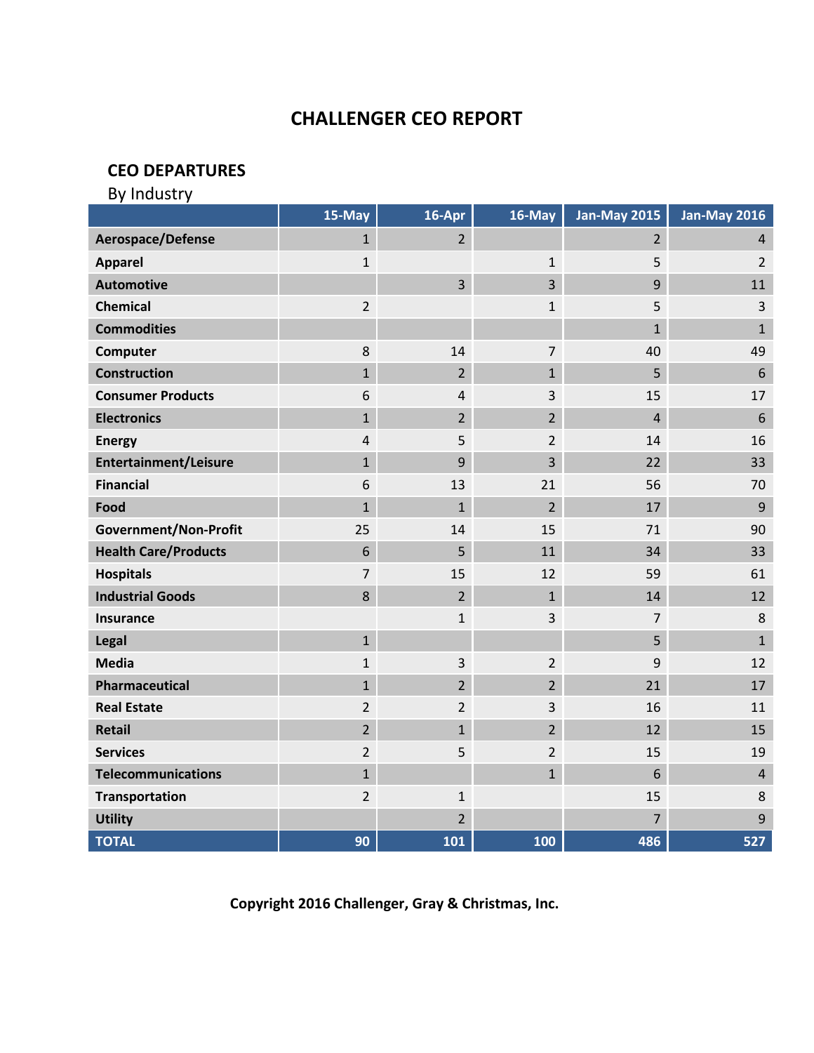# CHALLENGER CEO REPORT

## CEO DEPARTURES

By Industry

| | 15-May | 16-Apr | 16-May | Jan-May 2015 | Jan-May 2016 |
|---|---|---|---|---|---|
| Aerospace/Defense | 1 | 2 | | 2 | 4 |
| Apparel | 1 | | 1 | 5 | 2 |
| Automotive | | 3 | 3 | 9 | 11 |
| Chemical | 2 | | 1 | 5 | 3 |
| Commodities | | | | 1 | 1 |
| Computer | 8 | 14 | 7 | 40 | 49 |
| Construction | 1 | 2 | 1 | 5 | 6 |
| Consumer Products | 6 | 4 | 3 | 15 | 17 |
| Electronics | 1 | 2 | 2 | 4 | 6 |
| Energy | 4 | 5 | 2 | 14 | 16 |
| Entertainment/Leisure | 1 | 9 | 3 | 22 | 33 |
| Financial | 6 | 13 | 21 | 56 | 70 |
| Food | 1 | 1 | 2 | 17 | 9 |
| Government/Non-Profit | 25 | 14 | 15 | 71 | 90 |
| Health Care/Products | 6 | 5 | 11 | 34 | 33 |
| Hospitals | 7 | 15 | 12 | 59 | 61 |
| Industrial Goods | 8 | 2 | 1 | 14 | 12 |
| Insurance | | 1 | 3 | 7 | 8 |
| Legal | 1 | | | 5 | 1 |
| Media | 1 | 3 | 2 | 9 | 12 |
| Pharmaceutical | 1 | 2 | 2 | 21 | 17 |
| Real Estate | 2 | 2 | 3 | 16 | 11 |
| Retail | 2 | 1 | 2 | 12 | 15 |
| Services | 2 | 5 | 2 | 15 | 19 |
| Telecommunications | 1 | | 1 | 6 | 4 |
| Transportation | 2 | 1 | | 15 | 8 |
| Utility | | 2 | | 7 | 9 |
| **TOTAL** | **90** | **101** | **100** | **486** | **527** |

**Copyright 2016 Challenger, Gray & Christmas, Inc.**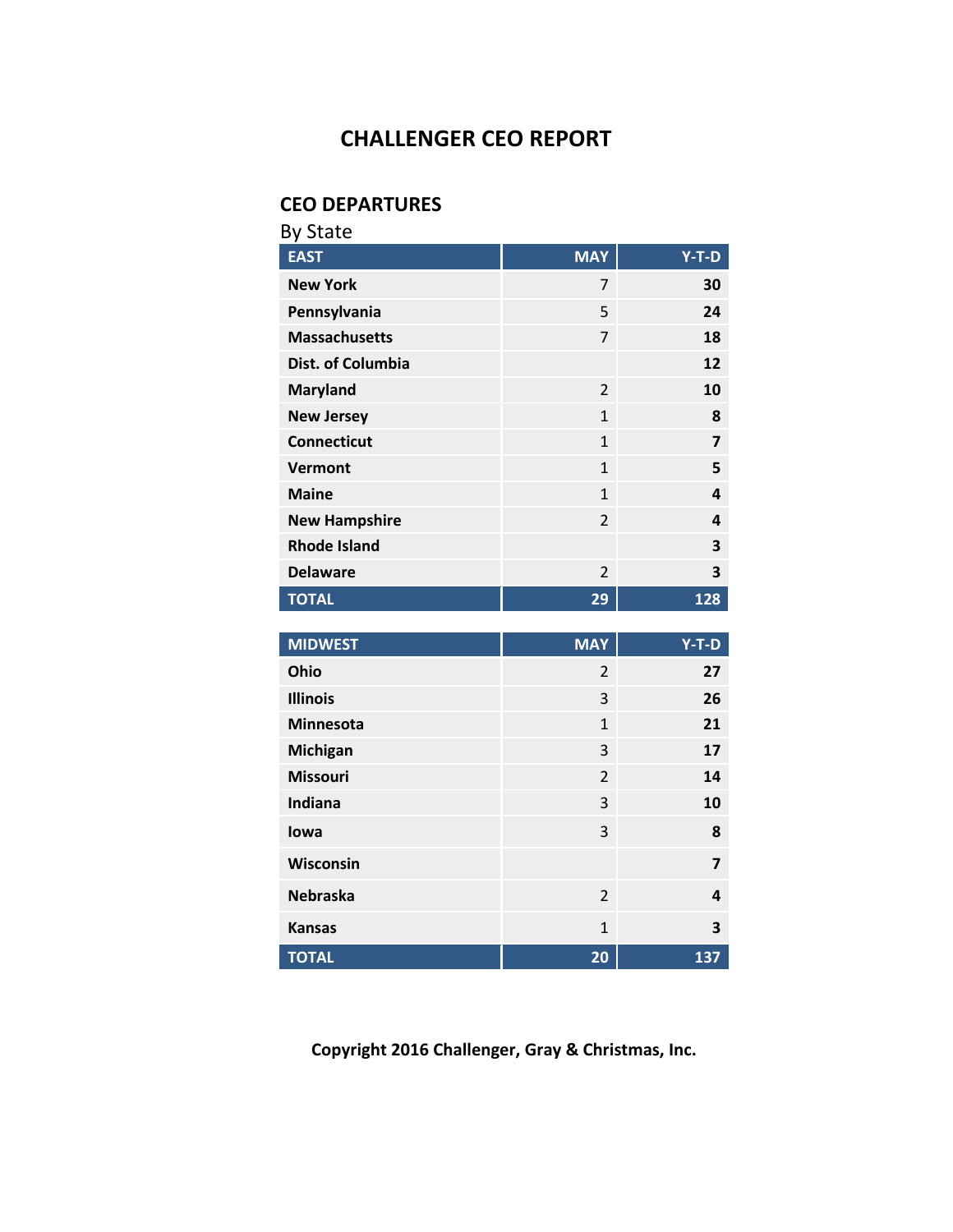# CHALLENGER CEO REPORT

## CEO DEPARTURES

By State

| EAST | MAY | Y-T-D |
|---|---|---|
| New York | 7 | 30 |
| Pennsylvania | 5 | 24 |
| Massachusetts | 7 | 18 |
| Dist. of Columbia | | 12 |
| Maryland | 2 | 10 |
| New Jersey | 1 | 8 |
| Connecticut | 1 | 7 |
| Vermont | 1 | 5 |
| Maine | 1 | 4 |
| New Hampshire | 2 | 4 |
| Rhode Island | | 3 |
| Delaware | 2 | 3 |
| TOTAL | 29 | 128 |

| MIDWEST | MAY | Y-T-D |
|---|---|---|
| Ohio | 2 | 27 |
| Illinois | 3 | 26 |
| Minnesota | 1 | 21 |
| Michigan | 3 | 17 |
| Missouri | 2 | 14 |
| Indiana | 3 | 10 |
| Iowa | 3 | 8 |
| Wisconsin | | 7 |
| Nebraska | 2 | 4 |
| Kansas | 1 | 3 |
| TOTAL | 20 | 137 |

Copyright 2016 Challenger, Gray & Christmas, Inc.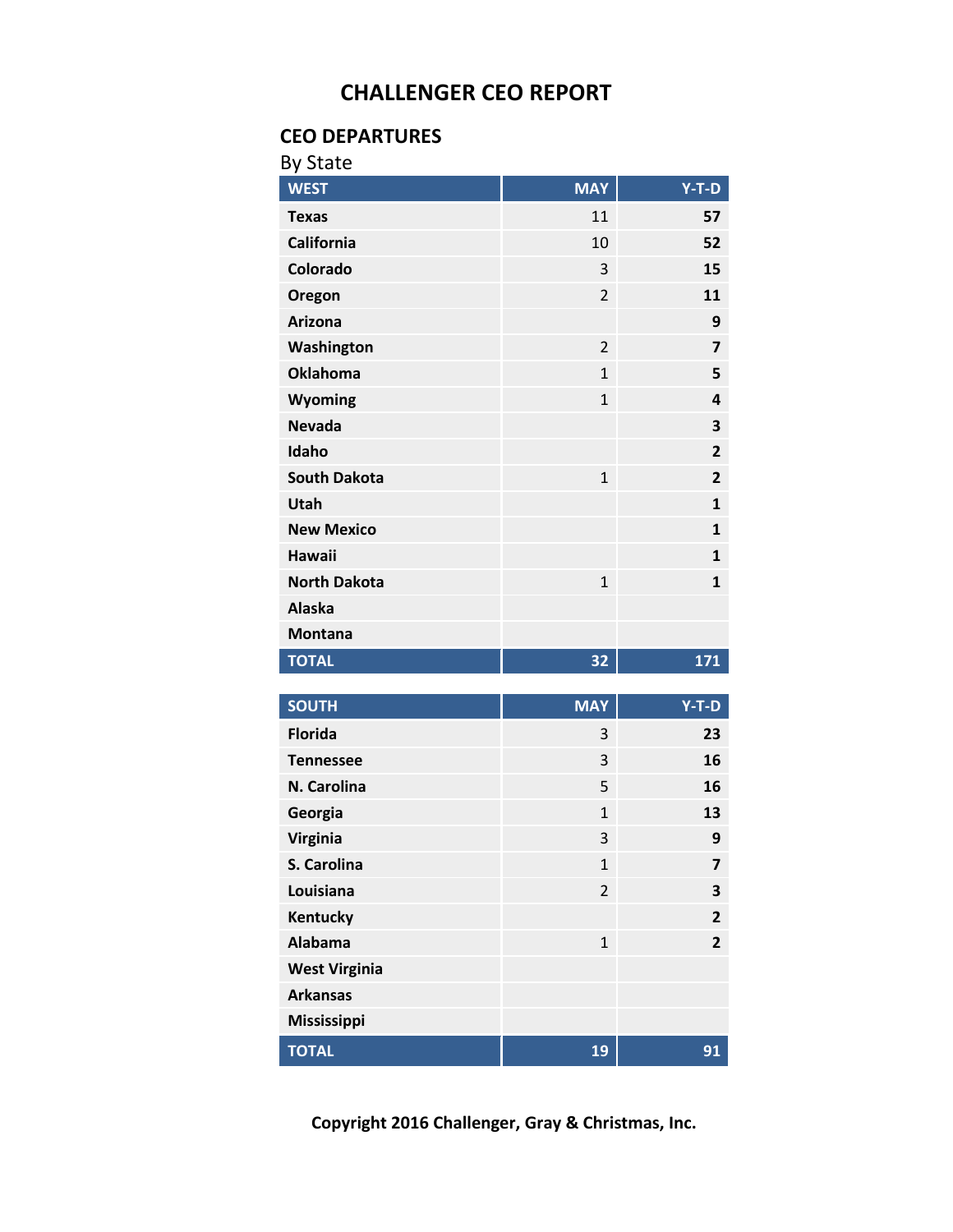# CHALLENGER CEO REPORT

## CEO DEPARTURES

By State

| WEST | MAY | Y-T-D |
|---|---|---|
| **Texas** | 11 | **57** |
| **California** | 10 | **52** |
| **Colorado** | 3 | **15** |
| **Oregon** | 2 | **11** |
| **Arizona** | | **9** |
| **Washington** | 2 | **7** |
| **Oklahoma** | 1 | **5** |
| **Wyoming** | 1 | **4** |
| **Nevada** | | **3** |
| **Idaho** | | **2** |
| **South Dakota** | 1 | **2** |
| **Utah** | | **1** |
| **New Mexico** | | **1** |
| **Hawaii** | | **1** |
| **North Dakota** | 1 | **1** |
| **Alaska** | | |
| **Montana** | | |
| **TOTAL** | **32** | **171** |

| SOUTH | MAY | Y-T-D |
|---|---|---|
| **Florida** | 3 | **23** |
| **Tennessee** | 3 | **16** |
| **N. Carolina** | 5 | **16** |
| **Georgia** | 1 | **13** |
| **Virginia** | 3 | **9** |
| **S. Carolina** | 1 | **7** |
| **Louisiana** | 2 | **3** |
| **Kentucky** | | **2** |
| **Alabama** | 1 | **2** |
| **West Virginia** | | |
| **Arkansas** | | |
| **Mississippi** | | |
| **TOTAL** | **19** | **91** |

**Copyright 2016 Challenger, Gray & Christmas, Inc.**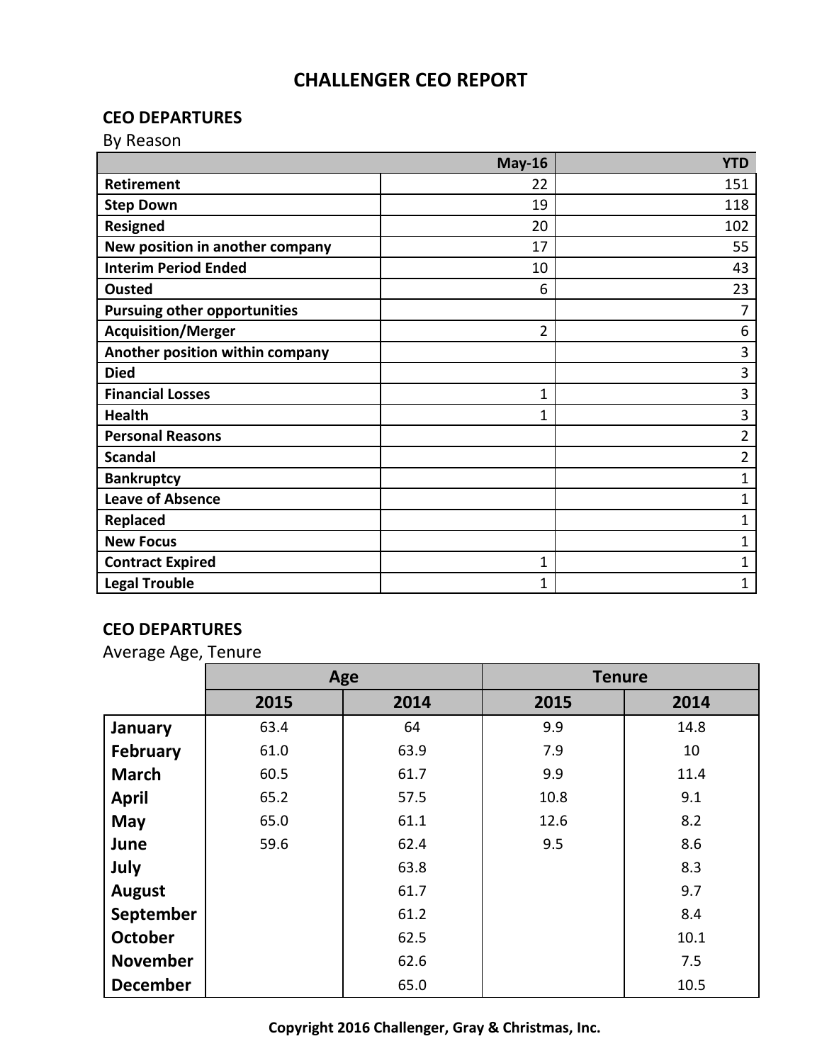# CHALLENGER CEO REPORT

## CEO DEPARTURES

By Reason

| | May-16 | YTD |
|---|---|---|
| **Retirement** | 22 | 151 |
| **Step Down** | 19 | 118 |
| **Resigned** | 20 | 102 |
| **New position in another company** | 17 | 55 |
| **Interim Period Ended** | 10 | 43 |
| **Ousted** | 6 | 23 |
| **Pursuing other opportunities** | | 7 |
| **Acquisition/Merger** | 2 | 6 |
| **Another position within company** | | 3 |
| **Died** | | 3 |
| **Financial Losses** | 1 | 3 |
| **Health** | 1 | 3 |
| **Personal Reasons** | | 2 |
| **Scandal** | | 2 |
| **Bankruptcy** | | 1 |
| **Leave of Absence** | | 1 |
| **Replaced** | | 1 |
| **New Focus** | | 1 |
| **Contract Expired** | 1 | 1 |
| **Legal Trouble** | 1 | 1 |

## CEO DEPARTURES

Average Age, Tenure

| | Age | | Tenure | |
|---|---|---|---|---|
| | **2015** | **2014** | **2015** | **2014** |
| **January** | 63.4 | 64 | 9.9 | 14.8 |
| **February** | 61.0 | 63.9 | 7.9 | 10 |
| **March** | 60.5 | 61.7 | 9.9 | 11.4 |
| **April** | 65.2 | 57.5 | 10.8 | 9.1 |
| **May** | 65.0 | 61.1 | 12.6 | 8.2 |
| **June** | 59.6 | 62.4 | 9.5 | 8.6 |
| **July** | | 63.8 | | 8.3 |
| **August** | | 61.7 | | 9.7 |
| **September** | | 61.2 | | 8.4 |
| **October** | | 62.5 | | 10.1 |
| **November** | | 62.6 | | 7.5 |
| **December** | | 65.0 | | 10.5 |

**Copyright 2016 Challenger, Gray & Christmas, Inc.**